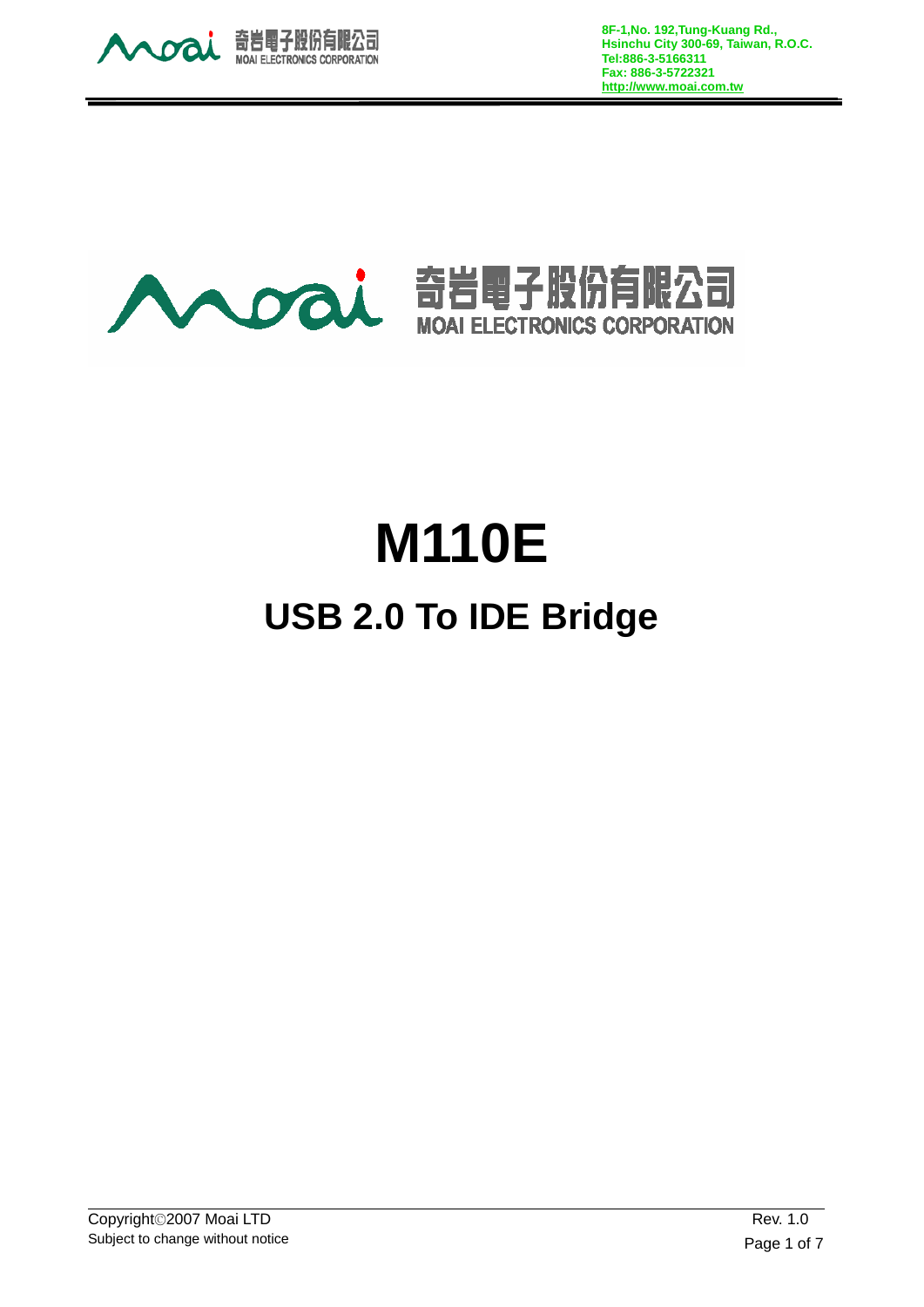8F-1,No. 192,Tung-Kuang Rd.,
Hsinchu City 300-69, Taiwan, R.O.C.
Tel:886-3-5166311
Fax: 886-3-5722321
http://www.moai.com.tw

奇岩電子股份有限公司
MOAI ELECTRONICS CORPORATION

# M110E

## USB 2.0 To IDE Bridge

Copyright©2007 Moai LTD
Subject to change without notice

Rev. 1.0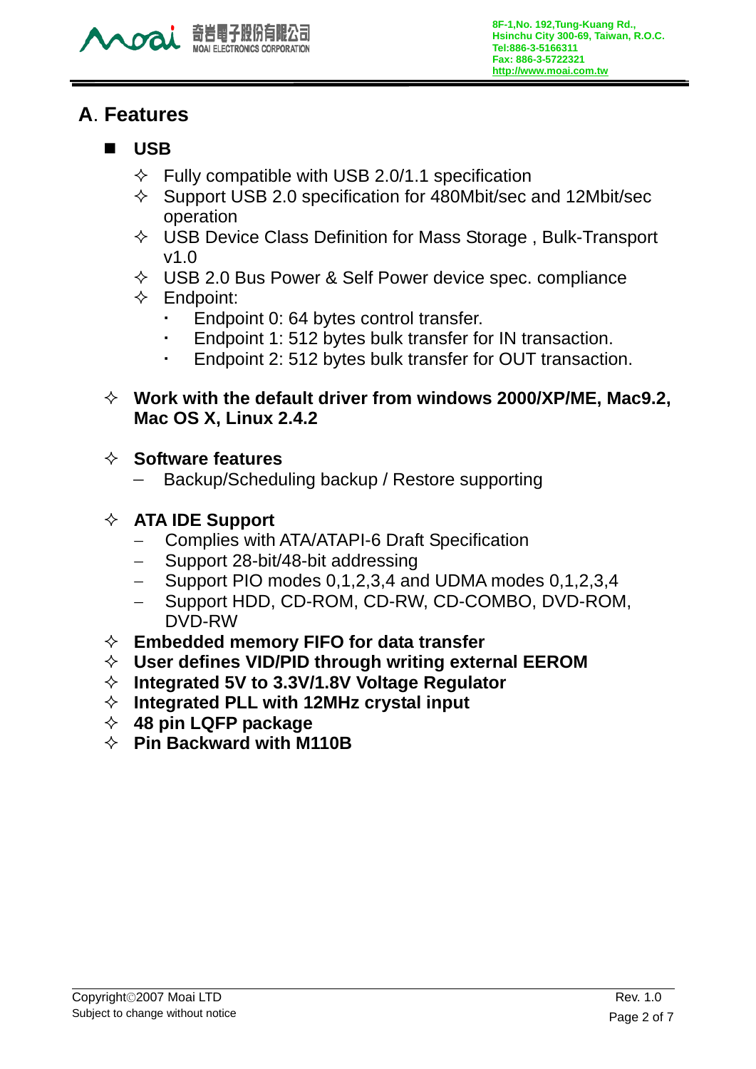## A. Features

- **USB**
  - ✧ Fully compatible with USB 2.0/1.1 specification
  - ✧ Support USB 2.0 specification for 480Mbit/sec and 12Mbit/sec operation
  - ✧ USB Device Class Definition for Mass Storage , Bulk-Transport v1.0
  - ✧ USB 2.0 Bus Power & Self Power device spec. compliance
  - ✧ Endpoint:
    - Endpoint 0: 64 bytes control transfer.
    - Endpoint 1: 512 bytes bulk transfer for IN transaction.
    - Endpoint 2: 512 bytes bulk transfer for OUT transaction.

✧ **Work with the default driver from windows 2000/XP/ME, Mac9.2, Mac OS X, Linux 2.4.2**

✧ **Software features**
- Backup/Scheduling backup / Restore supporting

✧ **ATA IDE Support**
- Complies with ATA/ATAPI-6 Draft Specification
- Support 28-bit/48-bit addressing
- Support PIO modes 0,1,2,3,4 and UDMA modes 0,1,2,3,4
- Support HDD, CD-ROM, CD-RW, CD-COMBO, DVD-ROM, DVD-RW

✧ **Embedded memory FIFO for data transfer**

✧ **User defines VID/PID through writing external EEROM**

✧ **Integrated 5V to 3.3V/1.8V Voltage Regulator**

✧ **Integrated PLL with 12MHz crystal input**

✧ **48 pin LQFP package**

✧ **Pin Backward with M110B**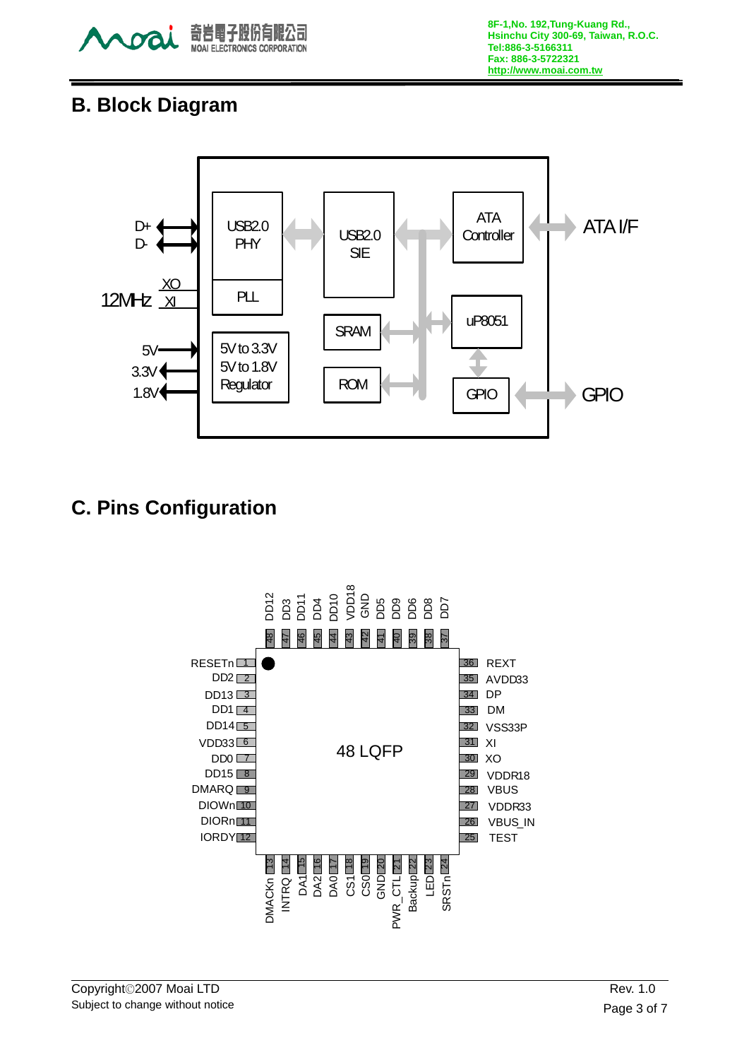## B. Block Diagram

D+
D-
12MHz XO XI
5V
3.3V
1.8V

USB2.0 PHY
PLL
5V to 3.3V
5V to 1.8V
Regulator
USB2.0 SIE
SRAM
ROM
ATA Controller
uP8051
GPIO

ATA I/F
GPIO

## C. Pins Configuration

48 LQFP

| Pin | Name | Pin | Name | Pin | Name | Pin | Name |
|---|---|---|---|---|---|---|---|
| 1 | RESETn | 13 | DMACKn | 25 | TEST | 37 | DD7 |
| 2 | DD2 | 14 | INTRQ | 26 | VBUS_IN | 38 | DD8 |
| 3 | DD13 | 15 | DA1 | 27 | VDDR33 | 39 | DD6 |
| 4 | DD1 | 16 | DA2 | 28 | VBUS | 40 | DD9 |
| 5 | DD14 | 17 | DA0 | 29 | VDDR18 | 41 | DD5 |
| 6 | VDD33 | 18 | CS1 | 30 | XO | 42 | GND |
| 7 | DD0 | 19 | CS0 | 31 | XI | 43 | VDD18 |
| 8 | DD15 | 20 | GND | 32 | VSS33P | 44 | DD10 |
| 9 | DMARQ | 21 | PWR_CTL | 33 | DM | 45 | DD4 |
| 10 | DIOWn | 22 | Backup | 34 | DP | 46 | DD11 |
| 11 | DIORn | 23 | LED | 35 | AVDD33 | 47 | DD3 |
| 12 | IORDY | 24 | SRSTn | 36 | REXT | 48 | DD12 |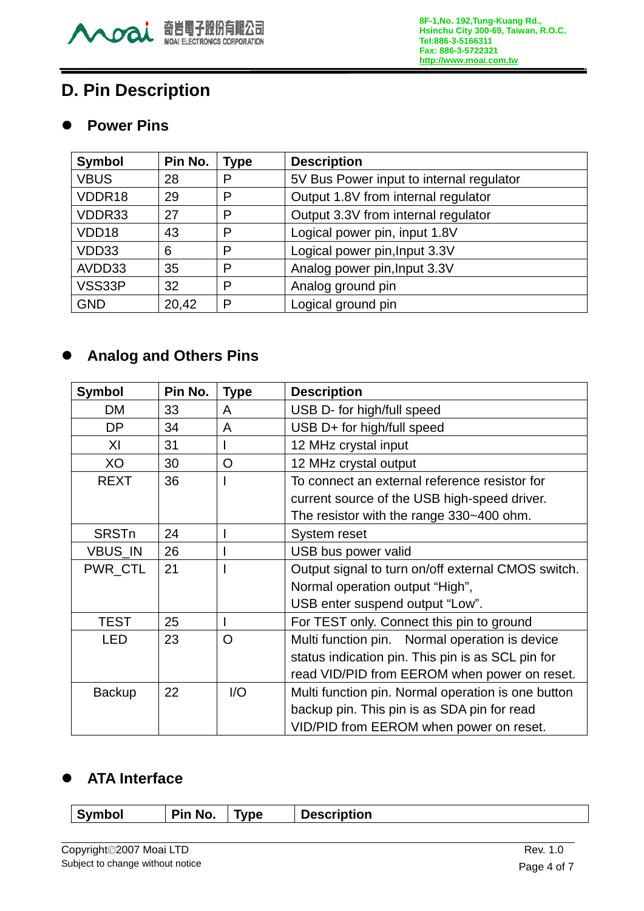# D. Pin Description

- **Power Pins**

| Symbol | Pin No. | Type | Description |
|---|---|---|---|
| VBUS | 28 | P | 5V Bus Power input to internal regulator |
| VDDR18 | 29 | P | Output 1.8V from internal regulator |
| VDDR33 | 27 | P | Output 3.3V from internal regulator |
| VDD18 | 43 | P | Logical power pin, input 1.8V |
| VDD33 | 6 | P | Logical power pin,Input 3.3V |
| AVDD33 | 35 | P | Analog power pin,Input 3.3V |
| VSS33P | 32 | P | Analog ground pin |
| GND | 20,42 | P | Logical ground pin |

- **Analog and Others Pins**

| Symbol | Pin No. | Type | Description |
|---|---|---|---|
| DM | 33 | A | USB D- for high/full speed |
| DP | 34 | A | USB D+ for high/full speed |
| XI | 31 | I | 12 MHz crystal input |
| XO | 30 | O | 12 MHz crystal output |
| REXT | 36 | I | To connect an external reference resistor for current source of the USB high-speed driver. The resistor with the range 330~400 ohm. |
| SRSTn | 24 | I | System reset |
| VBUS_IN | 26 | I | USB bus power valid |
| PWR_CTL | 21 | I | Output signal to turn on/off external CMOS switch. Normal operation output “High”, USB enter suspend output “Low”. |
| TEST | 25 | I | For TEST only. Connect this pin to ground |
| LED | 23 | O | Multi function pin. Normal operation is device status indication pin. This pin is as SCL pin for read VID/PID from EEROM when power on reset. |
| Backup | 22 | I/O | Multi function pin. Normal operation is one button backup pin. This pin is as SDA pin for read VID/PID from EEROM when power on reset. |

- **ATA Interface**

| Symbol | Pin No. | Type | Description |
|---|---|---|---|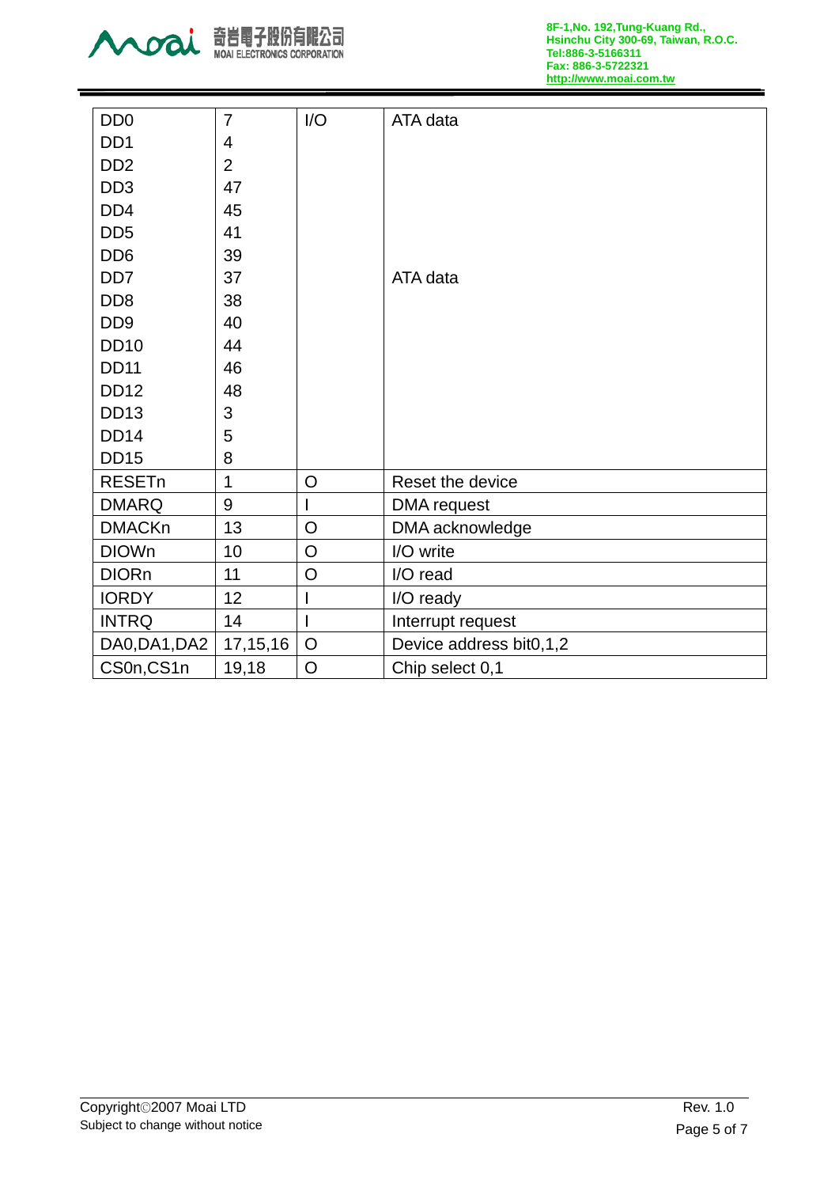| DD0 | 7 | I/O | ATA data |
|---|---|---|---|
| DD1 | 4 | | |
| DD2 | 2 | | |
| DD3 | 47 | | |
| DD4 | 45 | | |
| DD5 | 41 | | |
| DD6 | 39 | | |
| DD7 | 37 | | ATA data |
| DD8 | 38 | | |
| DD9 | 40 | | |
| DD10 | 44 | | |
| DD11 | 46 | | |
| DD12 | 48 | | |
| DD13 | 3 | | |
| DD14 | 5 | | |
| DD15 | 8 | | |
| RESETn | 1 | O | Reset the device |
| DMARQ | 9 | I | DMA request |
| DMACKn | 13 | O | DMA acknowledge |
| DIOWn | 10 | O | I/O write |
| DIORn | 11 | O | I/O read |
| IORDY | 12 | I | I/O ready |
| INTRQ | 14 | I | Interrupt request |
| DA0,DA1,DA2 | 17,15,16 | O | Device address bit0,1,2 |
| CS0n,CS1n | 19,18 | O | Chip select 0,1 |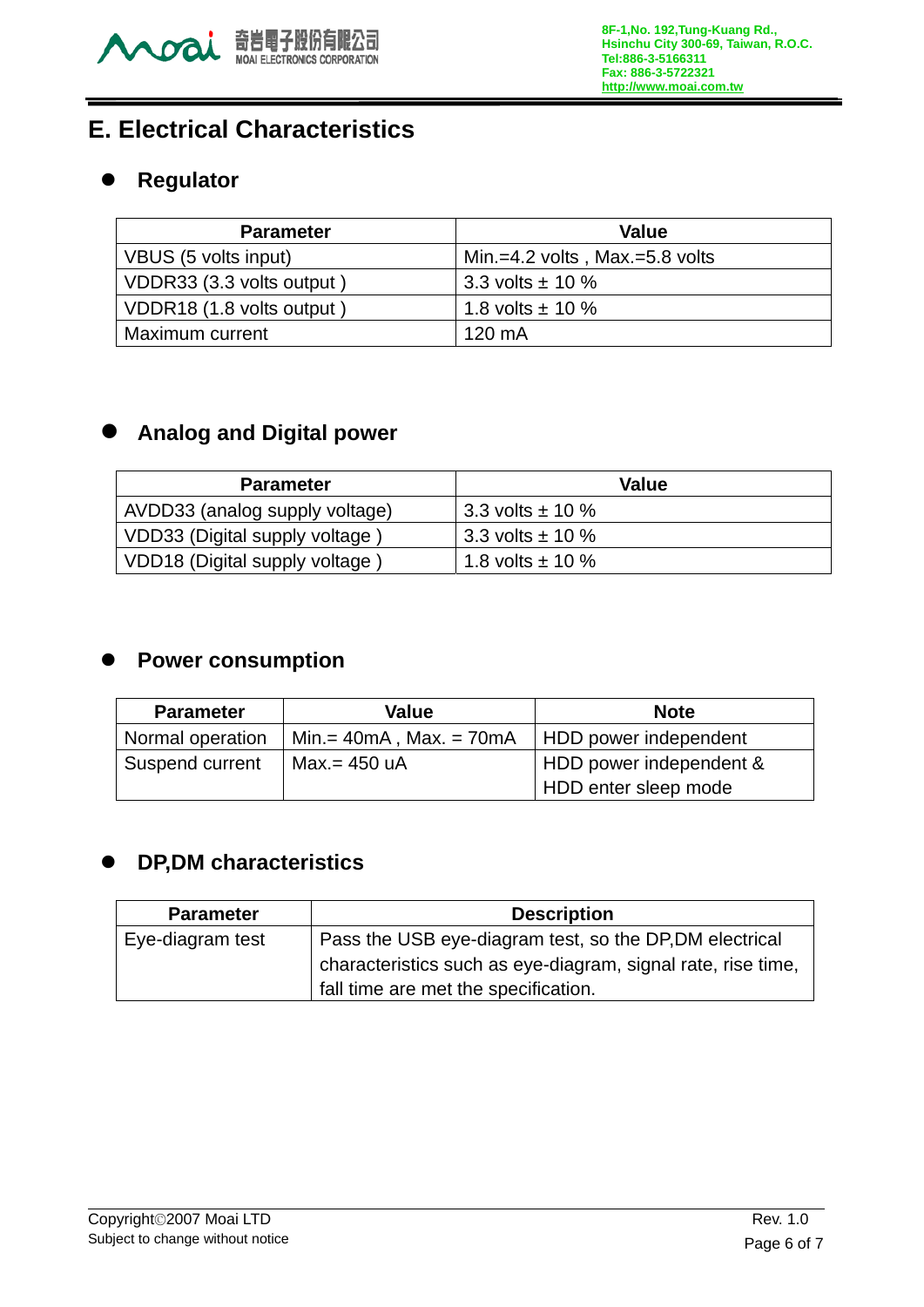# E. Electrical Characteristics

- **Regulator**

| Parameter | Value |
|---|---|
| VBUS (5 volts input) | Min.=4.2 volts , Max.=5.8 volts |
| VDDR33 (3.3 volts output ) | 3.3 volts ± 10 % |
| VDDR18 (1.8 volts output ) | 1.8 volts ± 10 % |
| Maximum current | 120 mA |

- **Analog and Digital power**

| Parameter | Value |
|---|---|
| AVDD33 (analog supply voltage) | 3.3 volts ± 10 % |
| VDD33 (Digital supply voltage ) | 3.3 volts ± 10 % |
| VDD18 (Digital supply voltage ) | 1.8 volts ± 10 % |

- **Power consumption**

| Parameter | Value | Note |
|---|---|---|
| Normal operation | Min.= 40mA , Max. = 70mA | HDD power independent |
| Suspend current | Max.= 450 uA | HDD power independent & HDD enter sleep mode |

- **DP,DM characteristics**

| Parameter | Description |
|---|---|
| Eye-diagram test | Pass the USB eye-diagram test, so the DP,DM electrical characteristics such as eye-diagram, signal rate, rise time, fall time are met the specification. |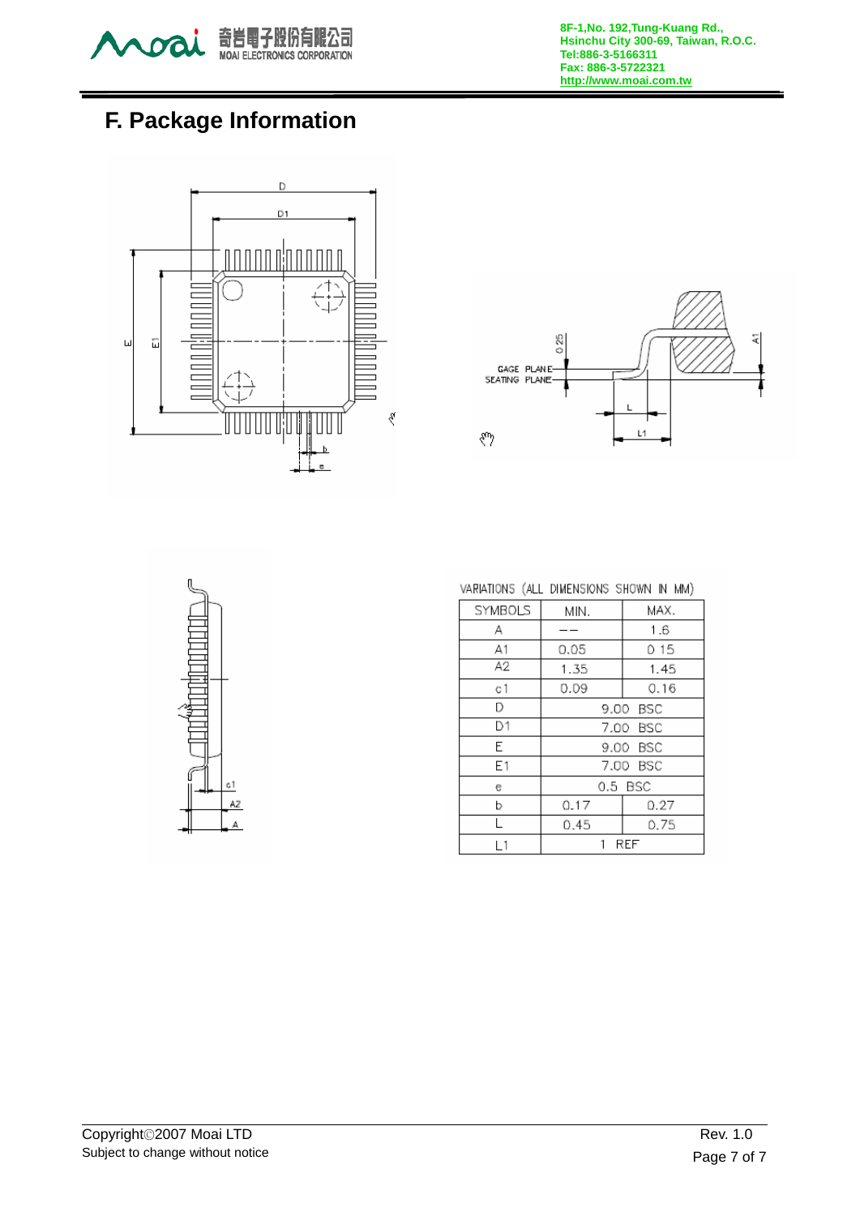# F. Package Information

D

D1

E

E1

b

e

GAGE PLANE

SEATING PLANE

0.25

A1

L

L1

c1

A2

A

VARIATIONS (ALL DIMENSIONS SHOWN IN MM)

| SYMBOLS | MIN. | MAX. |
|---|---|---|
| A | -- | 1.6 |
| A1 | 0.05 | 0.15 |
| A2 | 1.35 | 1.45 |
| c1 | 0.09 | 0.16 |
| D | 9.00 BSC | |
| D1 | 7.00 BSC | |
| E | 9.00 BSC | |
| E1 | 7.00 BSC | |
| e | 0.5 BSC | |
| b | 0.17 | 0.27 |
| L | 0.45 | 0.75 |
| L1 | 1 REF | |